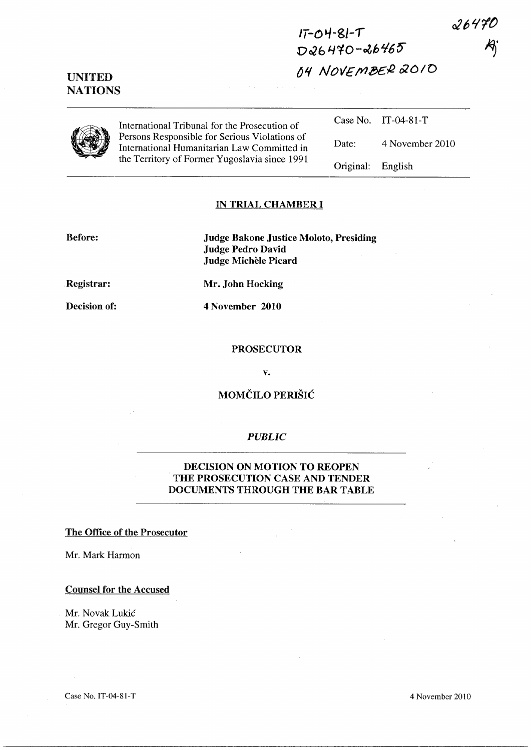IT-04-81-T
D26470-D26465
04 NOVEMBER 2010

26470

**UNITED NATIONS**

International Tribunal for the Prosecution of Persons Responsible for Serious Violations of International Humanitarian Law Committed in the Territory of Former Yugoslavia since 1991

| | |
|---|---|
| Case No. | IT-04-81-T |
| Date: | 4 November 2010 |
| Original: | English |

## IN TRIAL CHAMBER I

**Before:** **Judge Bakone Justice Moloto, Presiding**
**Judge Pedro David**
**Judge Michèle Picard**

**Registrar:** **Mr. John Hocking**

**Decision of:** **4 November 2010**

**PROSECUTOR**

**v.**

**MOMČILO PERIŠIĆ**

***PUBLIC***

## DECISION ON MOTION TO REOPEN THE PROSECUTION CASE AND TENDER DOCUMENTS THROUGH THE BAR TABLE

**The Office of the Prosecutor**

Mr. Mark Harmon

**Counsel for the Accused**

Mr. Novak Lukić
Mr. Gregor Guy-Smith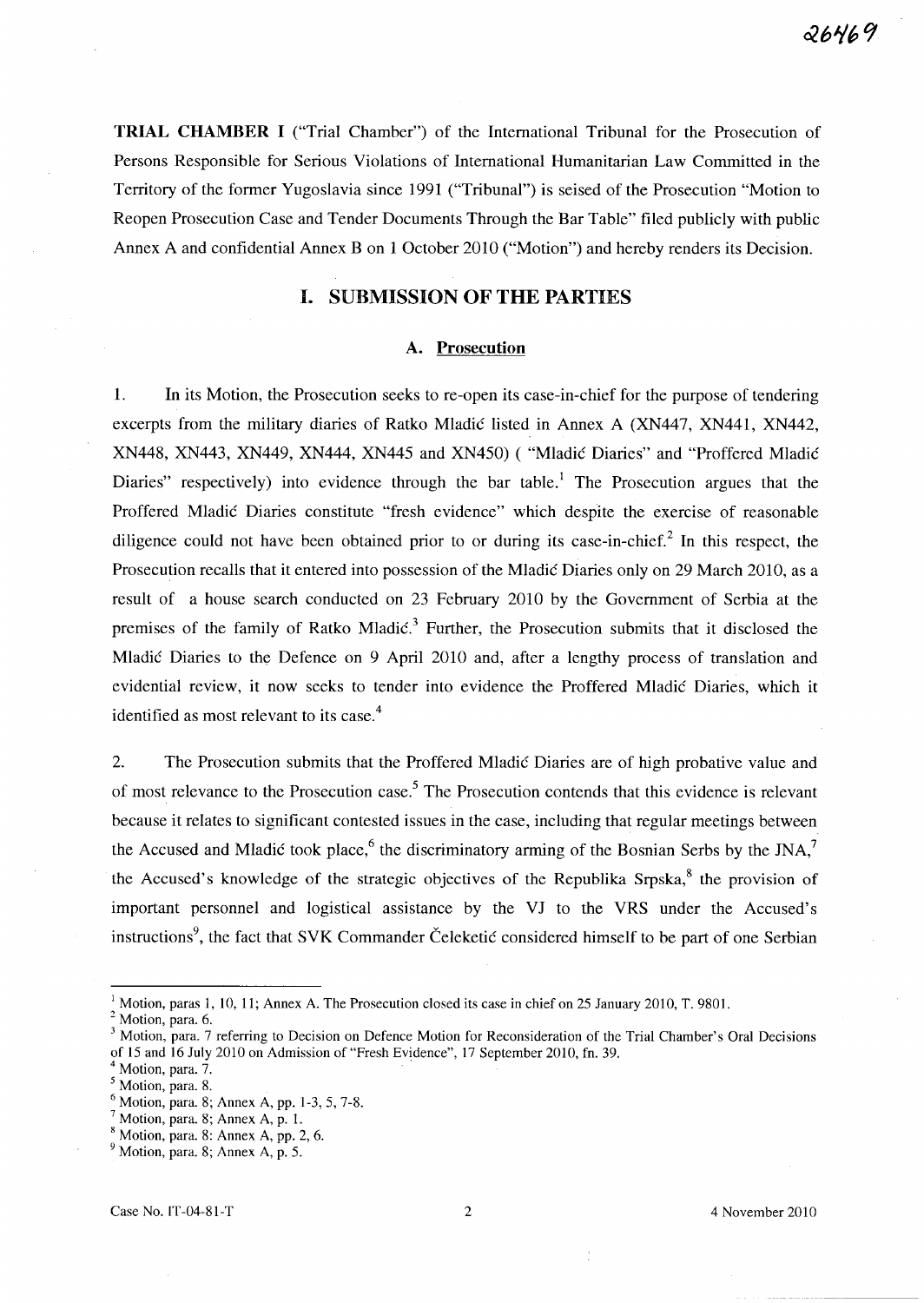**TRIAL CHAMBER I** ("Trial Chamber") of the International Tribunal for the Prosecution of Persons Responsible for Serious Violations of International Humanitarian Law Committed in the Territory of the former Yugoslavia since 1991 ("Tribunal") is seised of the Prosecution "Motion to Reopen Prosecution Case and Tender Documents Through the Bar Table" filed publicly with public Annex A and confidential Annex B on 1 October 2010 ("Motion") and hereby renders its Decision.

## I. SUBMISSION OF THE PARTIES

### A. Prosecution

1. In its Motion, the Prosecution seeks to re-open its case-in-chief for the purpose of tendering excerpts from the military diaries of Ratko Mladić listed in Annex A (XN447, XN441, XN442, XN448, XN443, XN449, XN444, XN445 and XN450) ( "Mladić Diaries" and "Proffered Mladić Diaries" respectively) into evidence through the bar table.[1] The Prosecution argues that the Proffered Mladić Diaries constitute "fresh evidence" which despite the exercise of reasonable diligence could not have been obtained prior to or during its case-in-chief.[2] In this respect, the Prosecution recalls that it entered into possession of the Mladić Diaries only on 29 March 2010, as a result of a house search conducted on 23 February 2010 by the Government of Serbia at the premises of the family of Ratko Mladić.[3] Further, the Prosecution submits that it disclosed the Mladić Diaries to the Defence on 9 April 2010 and, after a lengthy process of translation and evidential review, it now seeks to tender into evidence the Proffered Mladić Diaries, which it identified as most relevant to its case.[4]

2. The Prosecution submits that the Proffered Mladić Diaries are of high probative value and of most relevance to the Prosecution case.[5] The Prosecution contends that this evidence is relevant because it relates to significant contested issues in the case, including that regular meetings between the Accused and Mladić took place,[6] the discriminatory arming of the Bosnian Serbs by the JNA,[7] the Accused's knowledge of the strategic objectives of the Republika Srpska,[8] the provision of important personnel and logistical assistance by the VJ to the VRS under the Accused's instructions[9], the fact that SVK Commander Čeleketić considered himself to be part of one Serbian

---

[1] Motion, paras 1, 10, 11; Annex A. The Prosecution closed its case in chief on 25 January 2010, T. 9801.

[2] Motion, para. 6.

[3] Motion, para. 7 referring to Decision on Defence Motion for Reconsideration of the Trial Chamber's Oral Decisions of 15 and 16 July 2010 on Admission of "Fresh Evidence", 17 September 2010, fn. 39.

[4] Motion, para. 7.

[5] Motion, para. 8.

[6] Motion, para. 8; Annex A, pp. 1-3, 5, 7-8.

[7] Motion, para. 8; Annex A, p. 1.

[8] Motion, para. 8: Annex A, pp. 2, 6.

[9] Motion, para. 8; Annex A, p. 5.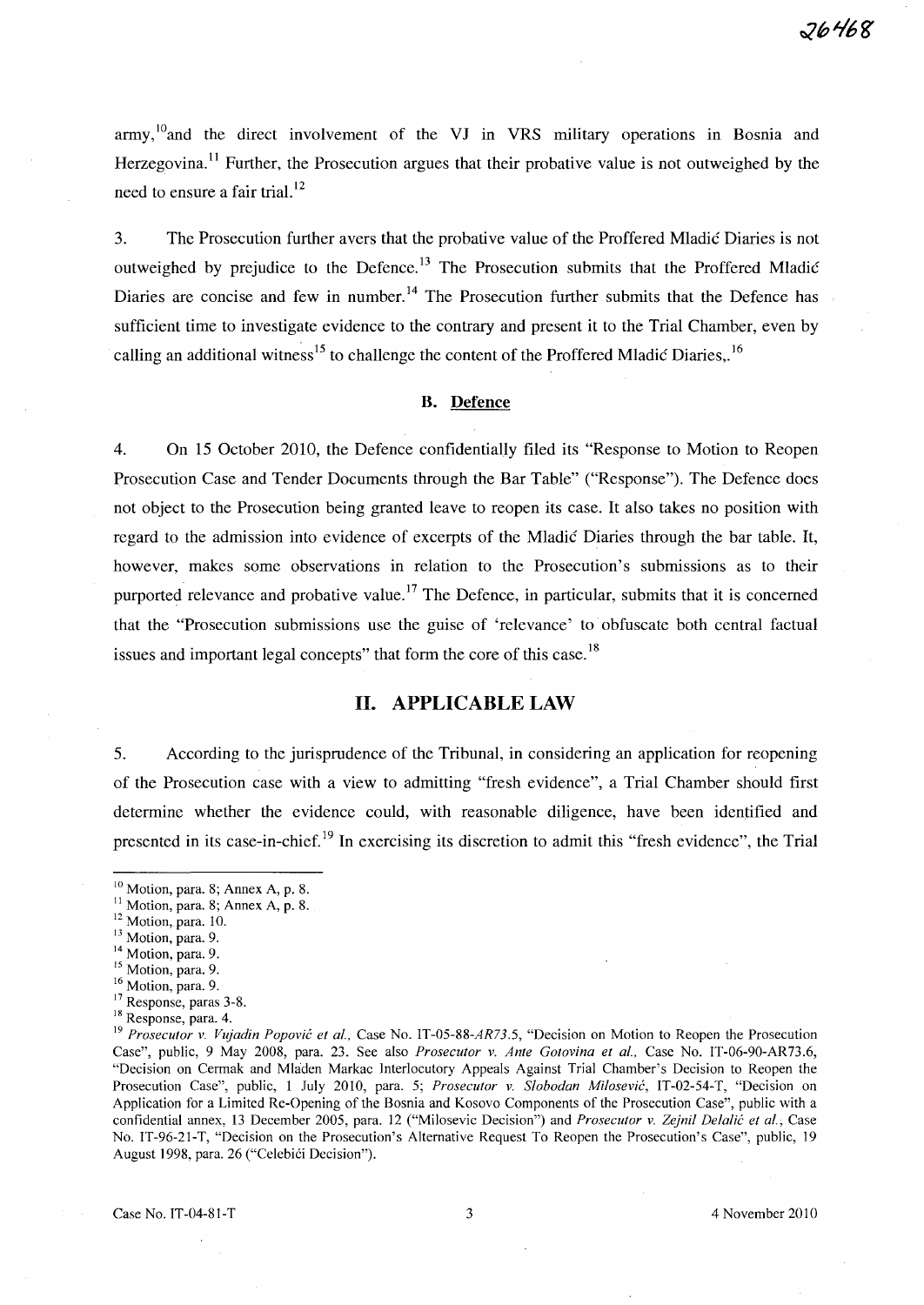army,[10]and the direct involvement of the VJ in VRS military operations in Bosnia and Herzegovina.[11] Further, the Prosecution argues that their probative value is not outweighed by the need to ensure a fair trial.[12]

3. The Prosecution further avers that the probative value of the Proffered Mladić Diaries is not outweighed by prejudice to the Defence.[13] The Prosecution submits that the Proffered Mladić Diaries are concise and few in number.[14] The Prosecution further submits that the Defence has sufficient time to investigate evidence to the contrary and present it to the Trial Chamber, even by calling an additional witness[15] to challenge the content of the Proffered Mladić Diaries,.[16]

### B. Defence

4. On 15 October 2010, the Defence confidentially filed its "Response to Motion to Reopen Prosecution Case and Tender Documents through the Bar Table" ("Response"). The Defence does not object to the Prosecution being granted leave to reopen its case. It also takes no position with regard to the admission into evidence of excerpts of the Mladić Diaries through the bar table. It, however, makes some observations in relation to the Prosecution's submissions as to their purported relevance and probative value.[17] The Defence, in particular, submits that it is concerned that the "Prosecution submissions use the guise of 'relevance' to obfuscate both central factual issues and important legal concepts" that form the core of this case.[18]

## II. APPLICABLE LAW

5. According to the jurisprudence of the Tribunal, in considering an application for reopening of the Prosecution case with a view to admitting "fresh evidence", a Trial Chamber should first determine whether the evidence could, with reasonable diligence, have been identified and presented in its case-in-chief.[19] In exercising its discretion to admit this "fresh evidence", the Trial

---

[10] Motion, para. 8; Annex A, p. 8.

[11] Motion, para. 8; Annex A, p. 8.

[12] Motion, para. 10.

[13] Motion, para. 9.

[14] Motion, para. 9.

[15] Motion, para. 9.

[16] Motion, para. 9.

[17] Response, paras 3-8.

[18] Response, para. 4.

[19] *Prosecutor v. Vujadin Popović et al.*, Case No. IT-05-88-*AR73.5*, "Decision on Motion to Reopen the Prosecution Case", public, 9 May 2008, para. 23. See also *Prosecutor v. Ante Gotovina et al.*, Case No. IT-06-90-AR73.6, "Decision on Cermak and Mladen Markac Interlocutory Appeals Against Trial Chamber's Decision to Reopen the Prosecution Case", public, 1 July 2010, para. 5; *Prosecutor v. Slobodan Milosević*, IT-02-54-T, "Decision on Application for a Limited Re-Opening of the Bosnia and Kosovo Components of the Prosecution Case", public with a confidential annex, 13 December 2005, para. 12 ("Milosevic Decision") and *Prosecutor v. Zejnil Delalić et al.*, Case No. IT-96-21-T, "Decision on the Prosecution's Alternative Request To Reopen the Prosecution's Case", public, 19 August 1998, para. 26 ("Celebići Decision").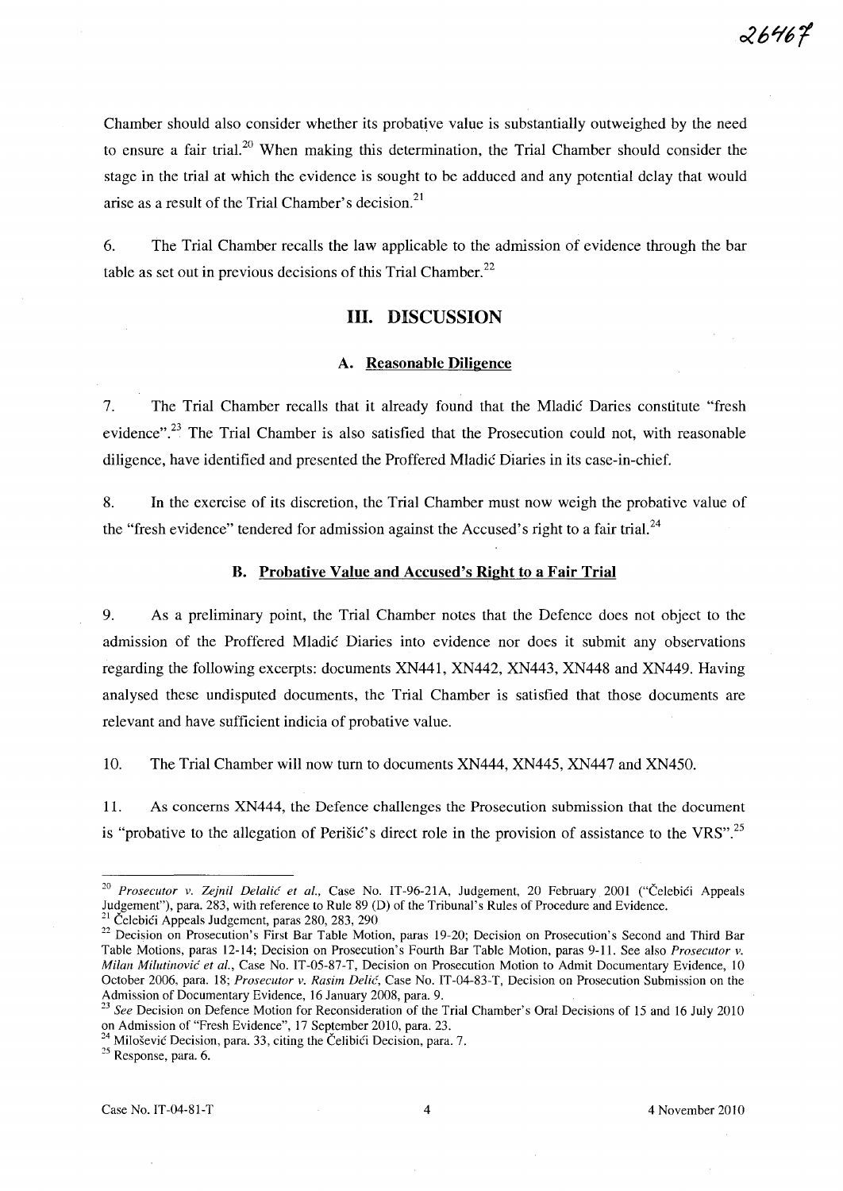Chamber should also consider whether its probative value is substantially outweighed by the need to ensure a fair trial.[20] When making this determination, the Trial Chamber should consider the stage in the trial at which the evidence is sought to be adduced and any potential delay that would arise as a result of the Trial Chamber's decision.[21]

6. The Trial Chamber recalls the law applicable to the admission of evidence through the bar table as set out in previous decisions of this Trial Chamber.[22]

## III. DISCUSSION

### A. Reasonable Diligence

7. The Trial Chamber recalls that it already found that the Mladić Daries constitute "fresh evidence".[23] The Trial Chamber is also satisfied that the Prosecution could not, with reasonable diligence, have identified and presented the Proffered Mladić Diaries in its case-in-chief.

8. In the exercise of its discretion, the Trial Chamber must now weigh the probative value of the "fresh evidence" tendered for admission against the Accused's right to a fair trial.[24]

### B. Probative Value and Accused's Right to a Fair Trial

9. As a preliminary point, the Trial Chamber notes that the Defence does not object to the admission of the Proffered Mladić Diaries into evidence nor does it submit any observations regarding the following excerpts: documents XN441, XN442, XN443, XN448 and XN449. Having analysed these undisputed documents, the Trial Chamber is satisfied that those documents are relevant and have sufficient indicia of probative value.

10. The Trial Chamber will now turn to documents XN444, XN445, XN447 and XN450.

11. As concerns XN444, the Defence challenges the Prosecution submission that the document is "probative to the allegation of Perišić's direct role in the provision of assistance to the VRS".[25]

---

[20] *Prosecutor v. Zejnil Delalić et al.*, Case No. IT-96-21A, Judgement, 20 February 2001 ("Čelebići Appeals Judgement"), para. 283, with reference to Rule 89 (D) of the Tribunal's Rules of Procedure and Evidence.

[21] Čelebići Appeals Judgement, paras 280, 283, 290

[22] Decision on Prosecution's First Bar Table Motion, paras 19-20; Decision on Prosecution's Second and Third Bar Table Motions, paras 12-14; Decision on Prosecution's Fourth Bar Table Motion, paras 9-11. See also *Prosecutor v. Milan Milutinović et al.*, Case No. IT-05-87-T, Decision on Prosecution Motion to Admit Documentary Evidence, 10 October 2006, para. 18; *Prosecutor v. Rasim Delić*, Case No. IT-04-83-T, Decision on Prosecution Submission on the Admission of Documentary Evidence, 16 January 2008, para. 9.

[23] *See* Decision on Defence Motion for Reconsideration of the Trial Chamber's Oral Decisions of 15 and 16 July 2010 on Admission of "Fresh Evidence", 17 September 2010, para. 23.

[24] Milošević Decision, para. 33, citing the Čelibići Decision, para. 7.

[25] Response, para. 6.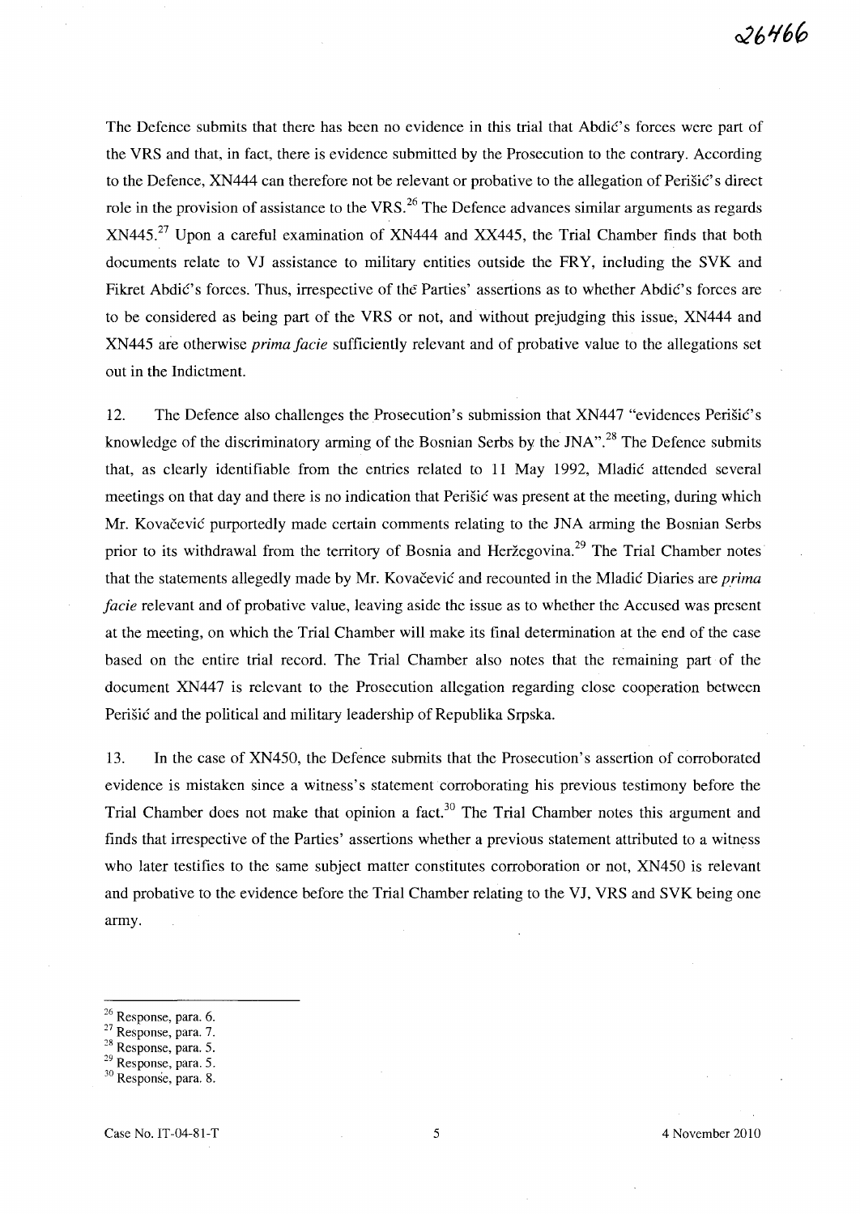The Defence submits that there has been no evidence in this trial that Abdić's forces were part of the VRS and that, in fact, there is evidence submitted by the Prosecution to the contrary. According to the Defence, XN444 can therefore not be relevant or probative to the allegation of Perišić's direct role in the provision of assistance to the VRS.[26] The Defence advances similar arguments as regards XN445.[27] Upon a careful examination of XN444 and XX445, the Trial Chamber finds that both documents relate to VJ assistance to military entities outside the FRY, including the SVK and Fikret Abdić's forces. Thus, irrespective of the Parties' assertions as to whether Abdić's forces are to be considered as being part of the VRS or not, and without prejudging this issue, XN444 and XN445 are otherwise *prima facie* sufficiently relevant and of probative value to the allegations set out in the Indictment.

12. The Defence also challenges the Prosecution's submission that XN447 "evidences Perišić's knowledge of the discriminatory arming of the Bosnian Serbs by the JNA".[28] The Defence submits that, as clearly identifiable from the entries related to 11 May 1992, Mladić attended several meetings on that day and there is no indication that Perišić was present at the meeting, during which Mr. Kovačević purportedly made certain comments relating to the JNA arming the Bosnian Serbs prior to its withdrawal from the territory of Bosnia and Heržegovina.[29] The Trial Chamber notes that the statements allegedly made by Mr. Kovačević and recounted in the Mladić Diaries are *prima facie* relevant and of probative value, leaving aside the issue as to whether the Accused was present at the meeting, on which the Trial Chamber will make its final determination at the end of the case based on the entire trial record. The Trial Chamber also notes that the remaining part of the document XN447 is relevant to the Prosecution allegation regarding close cooperation between Perišić and the political and military leadership of Republika Srpska.

13. In the case of XN450, the Defence submits that the Prosecution's assertion of corroborated evidence is mistaken since a witness's statement corroborating his previous testimony before the Trial Chamber does not make that opinion a fact.[30] The Trial Chamber notes this argument and finds that irrespective of the Parties' assertions whether a previous statement attributed to a witness who later testifies to the same subject matter constitutes corroboration or not, XN450 is relevant and probative to the evidence before the Trial Chamber relating to the VJ, VRS and SVK being one army.

---

[26] Response, para. 6.
[27] Response, para. 7.
[28] Response, para. 5.
[29] Response, para. 5.
[30] Response, para. 8.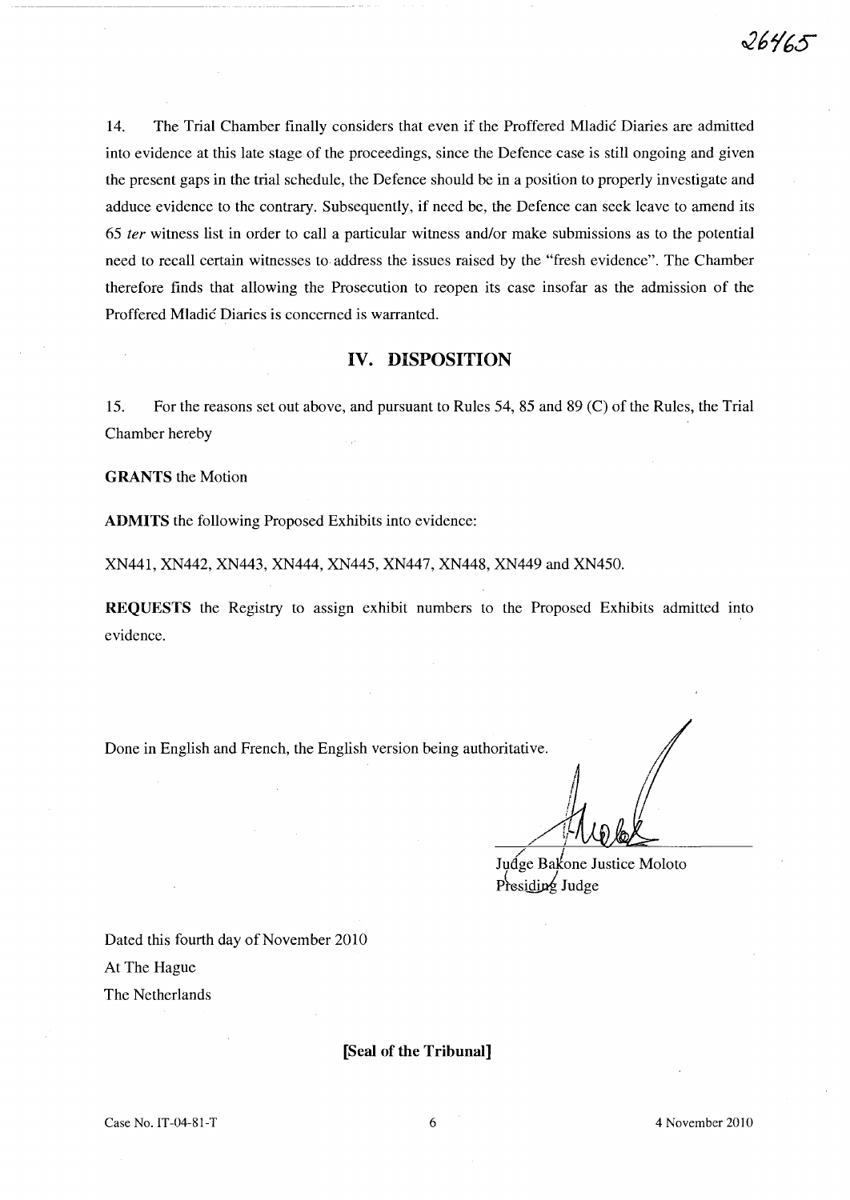14. The Trial Chamber finally considers that even if the Proffered Mladić Diaries are admitted into evidence at this late stage of the proceedings, since the Defence case is still ongoing and given the present gaps in the trial schedule, the Defence should be in a position to properly investigate and adduce evidence to the contrary. Subsequently, if need be, the Defence can seek leave to amend its 65 *ter* witness list in order to call a particular witness and/or make submissions as to the potential need to recall certain witnesses to address the issues raised by the "fresh evidence". The Chamber therefore finds that allowing the Prosecution to reopen its case insofar as the admission of the Proffered Mladić Diaries is concerned is warranted.

## IV. DISPOSITION

15. For the reasons set out above, and pursuant to Rules 54, 85 and 89 (C) of the Rules, the Trial Chamber hereby

**GRANTS** the Motion

**ADMITS** the following Proposed Exhibits into evidence:

XN441, XN442, XN443, XN444, XN445, XN447, XN448, XN449 and XN450.

**REQUESTS** the Registry to assign exhibit numbers to the Proposed Exhibits admitted into evidence.

Done in English and French, the English version being authoritative.

Judge Bakone Justice Moloto
Presiding Judge

Dated this fourth day of November 2010
At The Hague
The Netherlands

**[Seal of the Tribunal]**